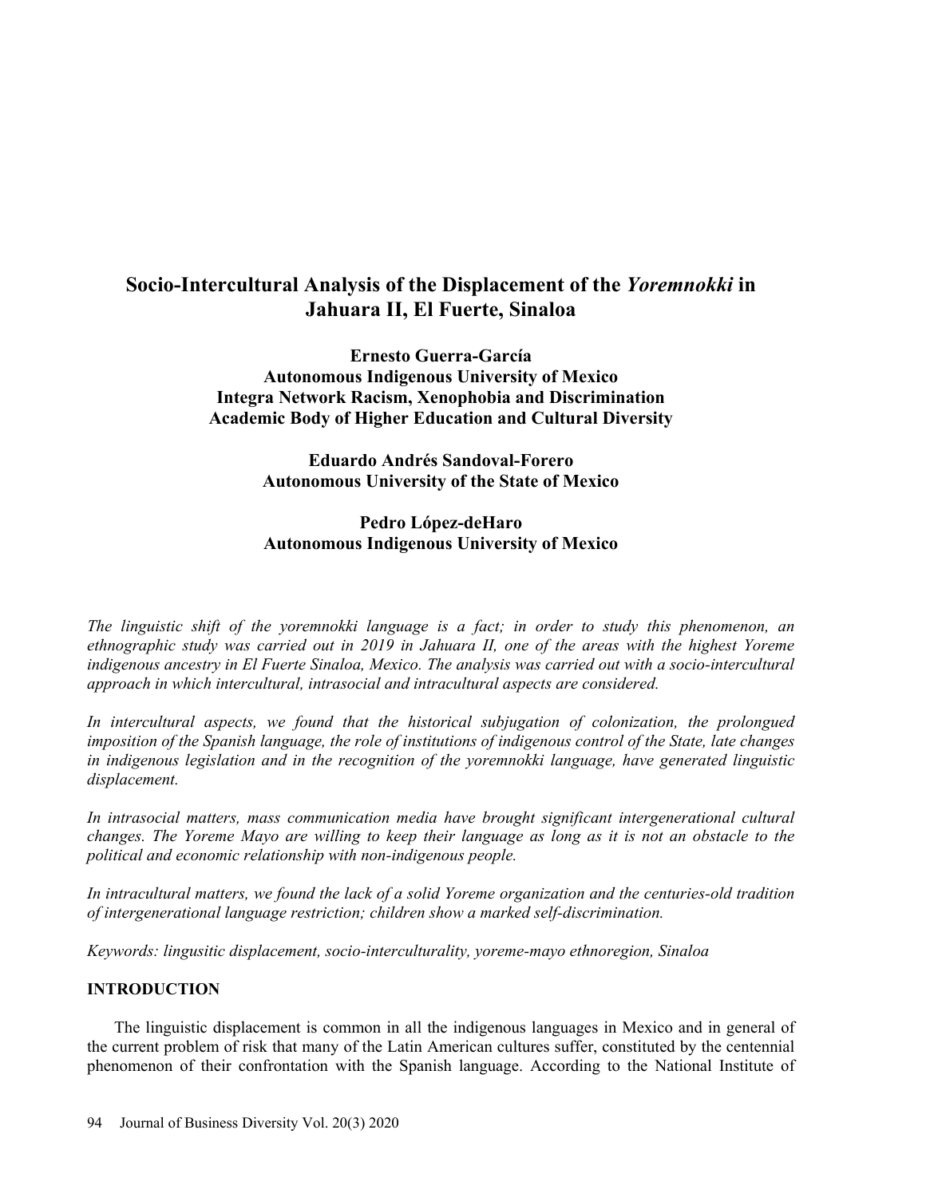# Socio-Intercultural Analysis of the Displacement of the *Yoremnokki* in Jahuara II, El Fuerte, Sinaloa

**Ernesto Guerra-García**
**Autonomous Indigenous University of Mexico**
**Integra Network Racism, Xenophobia and Discrimination**
**Academic Body of Higher Education and Cultural Diversity**

**Eduardo Andrés Sandoval-Forero**
**Autonomous University of the State of Mexico**

**Pedro López-deHaro**
**Autonomous Indigenous University of Mexico**

*The linguistic shift of the yoremnokki language is a fact; in order to study this phenomenon, an ethnographic study was carried out in 2019 in Jahuara II, one of the areas with the highest Yoreme indigenous ancestry in El Fuerte Sinaloa, Mexico. The analysis was carried out with a socio-intercultural approach in which intercultural, intrasocial and intracultural aspects are considered.*

*In intercultural aspects, we found that the historical subjugation of colonization, the prolongued imposition of the Spanish language, the role of institutions of indigenous control of the State, late changes in indigenous legislation and in the recognition of the yoremnokki language, have generated linguistic displacement.*

*In intrasocial matters, mass communication media have brought significant intergenerational cultural changes. The Yoreme Mayo are willing to keep their language as long as it is not an obstacle to the political and economic relationship with non-indigenous people.*

*In intracultural matters, we found the lack of a solid Yoreme organization and the centuries-old tradition of intergenerational language restriction; children show a marked self-discrimination.*

*Keywords: lingusitic displacement, socio-interculturality, yoreme-mayo ethnoregion, Sinaloa*

## INTRODUCTION

The linguistic displacement is common in all the indigenous languages in Mexico and in general of the current problem of risk that many of the Latin American cultures suffer, constituted by the centennial phenomenon of their confrontation with the Spanish language. According to the National Institute of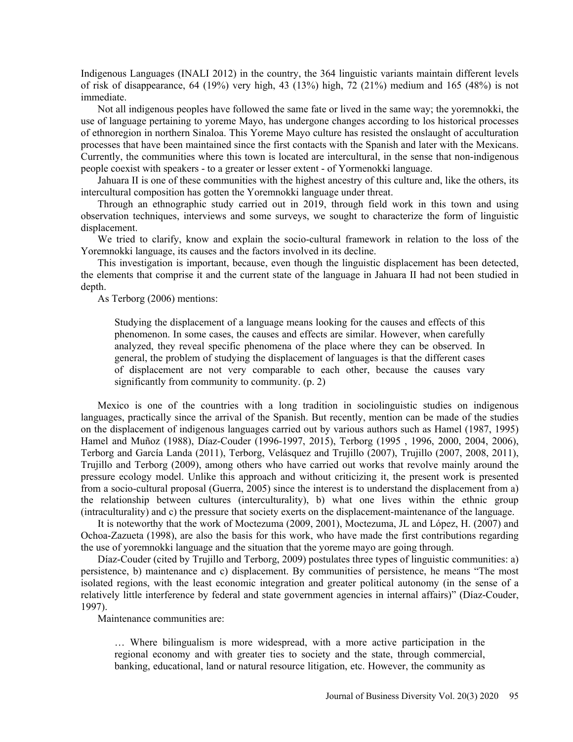Indigenous Languages (INALI 2012) in the country, the 364 linguistic variants maintain different levels of risk of disappearance, 64 (19%) very high, 43 (13%) high, 72 (21%) medium and 165 (48%) is not immediate.

Not all indigenous peoples have followed the same fate or lived in the same way; the yoremnokki, the use of language pertaining to yoreme Mayo, has undergone changes according to los historical processes of ethnoregion in northern Sinaloa. This Yoreme Mayo culture has resisted the onslaught of acculturation processes that have been maintained since the first contacts with the Spanish and later with the Mexicans. Currently, the communities where this town is located are intercultural, in the sense that non-indigenous people coexist with speakers - to a greater or lesser extent - of Yormenokki language.

Jahuara II is one of these communities with the highest ancestry of this culture and, like the others, its intercultural composition has gotten the Yoremnokki language under threat.

Through an ethnographic study carried out in 2019, through field work in this town and using observation techniques, interviews and some surveys, we sought to characterize the form of linguistic displacement.

We tried to clarify, know and explain the socio-cultural framework in relation to the loss of the Yoremnokki language, its causes and the factors involved in its decline.

This investigation is important, because, even though the linguistic displacement has been detected, the elements that comprise it and the current state of the language in Jahuara II had not been studied in depth.

As Terborg (2006) mentions:

> Studying the displacement of a language means looking for the causes and effects of this phenomenon. In some cases, the causes and effects are similar. However, when carefully analyzed, they reveal specific phenomena of the place where they can be observed. In general, the problem of studying the displacement of languages is that the different cases of displacement are not very comparable to each other, because the causes vary significantly from community to community. (p. 2)

Mexico is one of the countries with a long tradition in sociolinguistic studies on indigenous languages, practically since the arrival of the Spanish. But recently, mention can be made of the studies on the displacement of indigenous languages carried out by various authors such as Hamel (1987, 1995) Hamel and Muñoz (1988), Díaz-Couder (1996-1997, 2015), Terborg (1995 , 1996, 2000, 2004, 2006), Terborg and García Landa (2011), Terborg, Velásquez and Trujillo (2007), Trujillo (2007, 2008, 2011), Trujillo and Terborg (2009), among others who have carried out works that revolve mainly around the pressure ecology model. Unlike this approach and without criticizing it, the present work is presented from a socio-cultural proposal (Guerra, 2005) since the interest is to understand the displacement from a) the relationship between cultures (interculturality), b) what one lives within the ethnic group (intraculturality) and c) the pressure that society exerts on the displacement-maintenance of the language.

It is noteworthy that the work of Moctezuma (2009, 2001), Moctezuma, JL and López, H. (2007) and Ochoa-Zazueta (1998), are also the basis for this work, who have made the first contributions regarding the use of yoremnokki language and the situation that the yoreme mayo are going through.

Díaz-Couder (cited by Trujillo and Terborg, 2009) postulates three types of linguistic communities: a) persistence, b) maintenance and c) displacement. By communities of persistence, he means "The most isolated regions, with the least economic integration and greater political autonomy (in the sense of a relatively little interference by federal and state government agencies in internal affairs)" (Díaz-Couder, 1997).

Maintenance communities are:

> … Where bilingualism is more widespread, with a more active participation in the regional economy and with greater ties to society and the state, through commercial, banking, educational, land or natural resource litigation, etc. However, the community as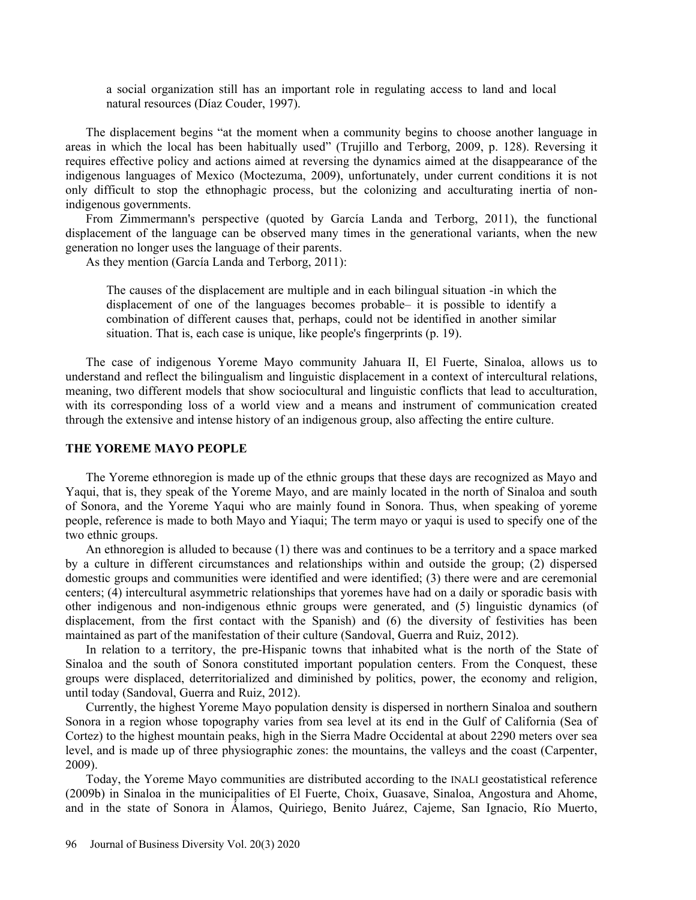> a social organization still has an important role in regulating access to land and local natural resources (Díaz Couder, 1997).

The displacement begins "at the moment when a community begins to choose another language in areas in which the local has been habitually used" (Trujillo and Terborg, 2009, p. 128). Reversing it requires effective policy and actions aimed at reversing the dynamics aimed at the disappearance of the indigenous languages of Mexico (Moctezuma, 2009), unfortunately, under current conditions it is not only difficult to stop the ethnophagic process, but the colonizing and acculturating inertia of non-indigenous governments.

From Zimmermann's perspective (quoted by García Landa and Terborg, 2011), the functional displacement of the language can be observed many times in the generational variants, when the new generation no longer uses the language of their parents.

As they mention (García Landa and Terborg, 2011):

> The causes of the displacement are multiple and in each bilingual situation -in which the displacement of one of the languages becomes probable– it is possible to identify a combination of different causes that, perhaps, could not be identified in another similar situation. That is, each case is unique, like people's fingerprints (p. 19).

The case of indigenous Yoreme Mayo community Jahuara II, El Fuerte, Sinaloa, allows us to understand and reflect the bilingualism and linguistic displacement in a context of intercultural relations, meaning, two different models that show sociocultural and linguistic conflicts that lead to acculturation, with its corresponding loss of a world view and a means and instrument of communication created through the extensive and intense history of an indigenous group, also affecting the entire culture.

## THE YOREME MAYO PEOPLE

The Yoreme ethnoregion is made up of the ethnic groups that these days are recognized as Mayo and Yaqui, that is, they speak of the Yoreme Mayo, and are mainly located in the north of Sinaloa and south of Sonora, and the Yoreme Yaqui who are mainly found in Sonora. Thus, when speaking of yoreme people, reference is made to both Mayo and Yiaqui; The term mayo or yaqui is used to specify one of the two ethnic groups.

An ethnoregion is alluded to because (1) there was and continues to be a territory and a space marked by a culture in different circumstances and relationships within and outside the group; (2) dispersed domestic groups and communities were identified and were identified; (3) there were and are ceremonial centers; (4) intercultural asymmetric relationships that yoremes have had on a daily or sporadic basis with other indigenous and non-indigenous ethnic groups were generated, and (5) linguistic dynamics (of displacement, from the first contact with the Spanish) and (6) the diversity of festivities has been maintained as part of the manifestation of their culture (Sandoval, Guerra and Ruiz, 2012).

In relation to a territory, the pre-Hispanic towns that inhabited what is the north of the State of Sinaloa and the south of Sonora constituted important population centers. From the Conquest, these groups were displaced, deterritorialized and diminished by politics, power, the economy and religion, until today (Sandoval, Guerra and Ruiz, 2012).

Currently, the highest Yoreme Mayo population density is dispersed in northern Sinaloa and southern Sonora in a region whose topography varies from sea level at its end in the Gulf of California (Sea of Cortez) to the highest mountain peaks, high in the Sierra Madre Occidental at about 2290 meters over sea level, and is made up of three physiographic zones: the mountains, the valleys and the coast (Carpenter, 2009).

Today, the Yoreme Mayo communities are distributed according to the INALI geostatistical reference (2009b) in Sinaloa in the municipalities of El Fuerte, Choix, Guasave, Sinaloa, Angostura and Ahome, and in the state of Sonora in Álamos, Quiriego, Benito Juárez, Cajeme, San Ignacio, Río Muerto,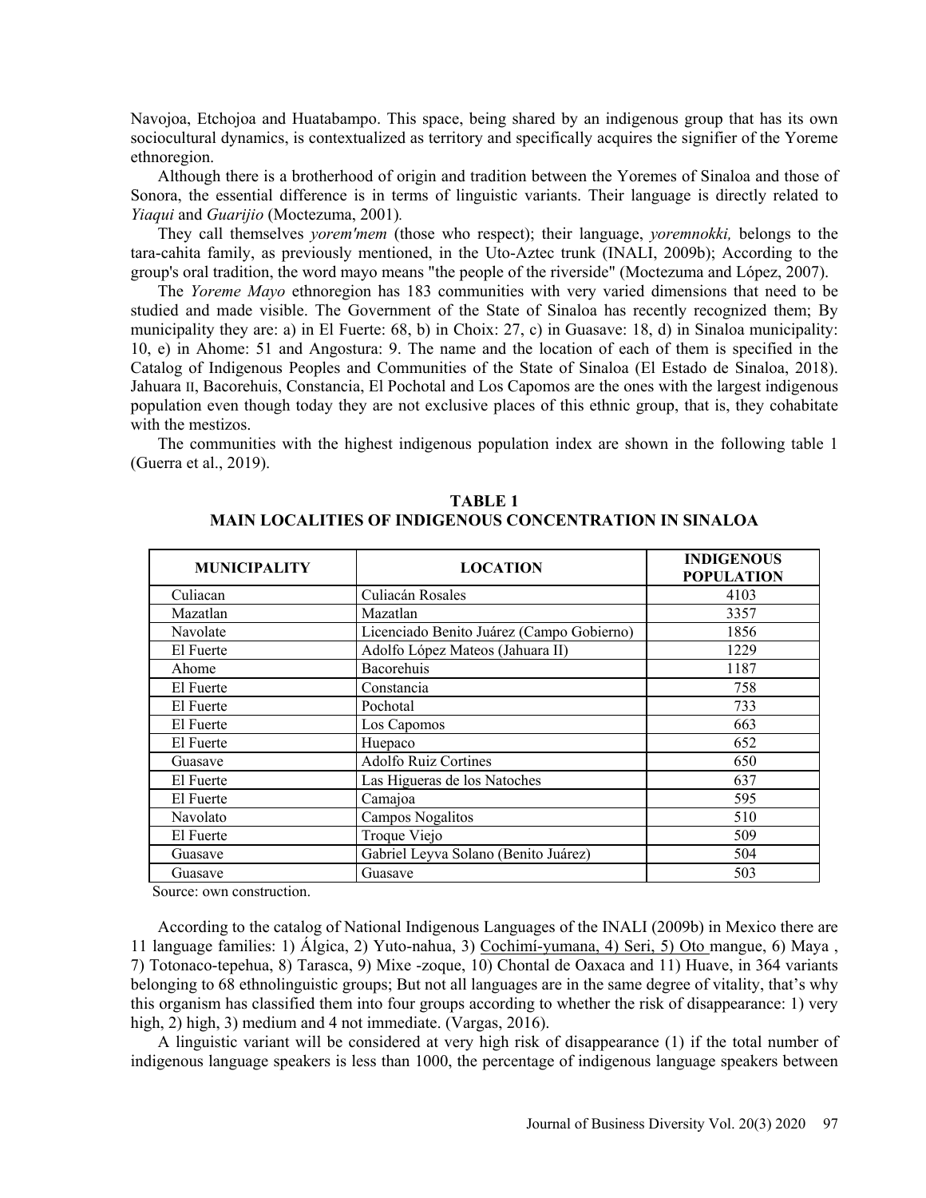Navojoa, Etchojoa and Huatabampo. This space, being shared by an indigenous group that has its own sociocultural dynamics, is contextualized as territory and specifically acquires the signifier of the Yoreme ethnoregion.

Although there is a brotherhood of origin and tradition between the Yoremes of Sinaloa and those of Sonora, the essential difference is in terms of linguistic variants. Their language is directly related to *Yiaqui* and *Guarijio* (Moctezuma, 2001).

They call themselves *yorem'mem* (those who respect); their language, *yoremnokki,* belongs to the tara-cahita family, as previously mentioned, in the Uto-Aztec trunk (INALI, 2009b); According to the group's oral tradition, the word mayo means "the people of the riverside" (Moctezuma and López, 2007).

The *Yoreme Mayo* ethnoregion has 183 communities with very varied dimensions that need to be studied and made visible. The Government of the State of Sinaloa has recently recognized them; By municipality they are: a) in El Fuerte: 68, b) in Choix: 27, c) in Guasave: 18, d) in Sinaloa municipality: 10, e) in Ahome: 51 and Angostura: 9. The name and the location of each of them is specified in the Catalog of Indigenous Peoples and Communities of the State of Sinaloa (El Estado de Sinaloa, 2018). Jahuara II, Bacorehuis, Constancia, El Pochotal and Los Capomos are the ones with the largest indigenous population even though today they are not exclusive places of this ethnic group, that is, they cohabitate with the mestizos.

The communities with the highest indigenous population index are shown in the following table 1 (Guerra et al., 2019).

**TABLE 1**
**MAIN LOCALITIES OF INDIGENOUS CONCENTRATION IN SINALOA**

| MUNICIPALITY | LOCATION | INDIGENOUS POPULATION |
|---|---|---|
| Culiacan | Culiacán Rosales | 4103 |
| Mazatlan | Mazatlan | 3357 |
| Navolate | Licenciado Benito Juárez (Campo Gobierno) | 1856 |
| El Fuerte | Adolfo López Mateos (Jahuara II) | 1229 |
| Ahome | Bacorehuis | 1187 |
| El Fuerte | Constancia | 758 |
| El Fuerte | Pochotal | 733 |
| El Fuerte | Los Capomos | 663 |
| El Fuerte | Huepaco | 652 |
| Guasave | Adolfo Ruiz Cortines | 650 |
| El Fuerte | Las Higueras de los Natoches | 637 |
| El Fuerte | Camajoa | 595 |
| Navolato | Campos Nogalitos | 510 |
| El Fuerte | Troque Viejo | 509 |
| Guasave | Gabriel Leyva Solano (Benito Juárez) | 504 |
| Guasave | Guasave | 503 |

Source: own construction.

According to the catalog of National Indigenous Languages of the INALI (2009b) in Mexico there are 11 language families: 1) Álgica, 2) Yuto-nahua, 3) Cochimí-yumana, 4) Seri, 5) Oto mangue, 6) Maya , 7) Totonaco-tepehua, 8) Tarasca, 9) Mixe -zoque, 10) Chontal de Oaxaca and 11) Huave, in 364 variants belonging to 68 ethnolinguistic groups; But not all languages are in the same degree of vitality, that's why this organism has classified them into four groups according to whether the risk of disappearance: 1) very high, 2) high, 3) medium and 4 not immediate. (Vargas, 2016).

A linguistic variant will be considered at very high risk of disappearance (1) if the total number of indigenous language speakers is less than 1000, the percentage of indigenous language speakers between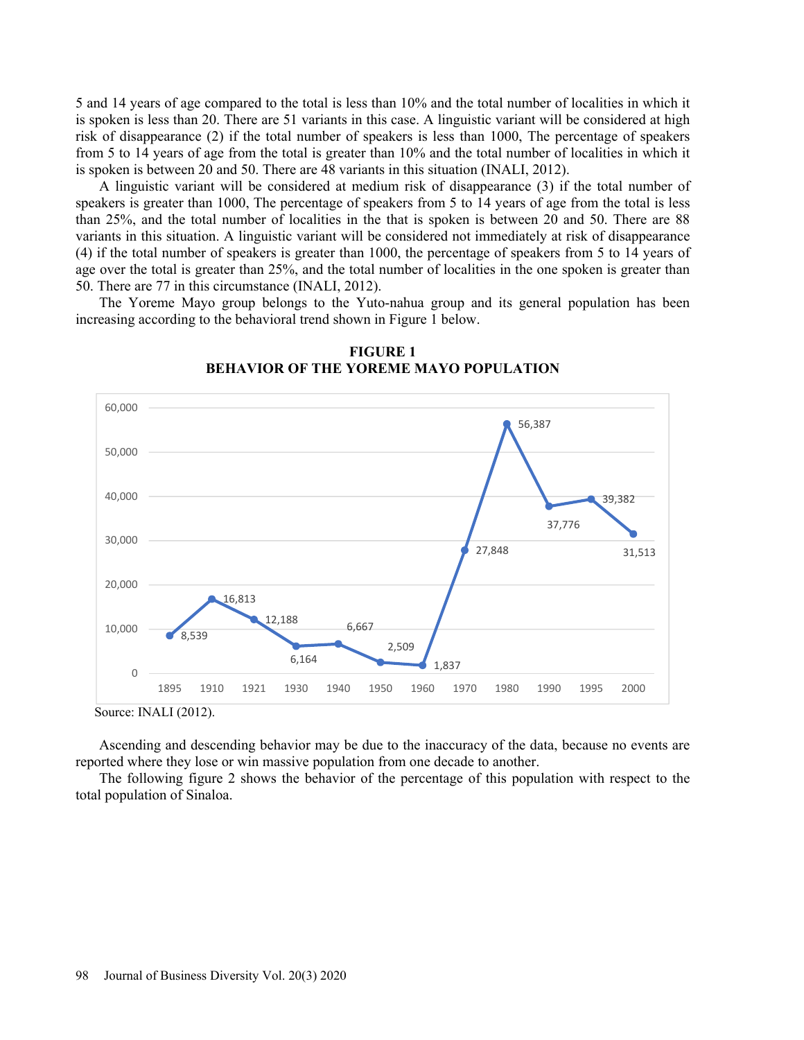5 and 14 years of age compared to the total is less than 10% and the total number of localities in which it is spoken is less than 20. There are 51 variants in this case. A linguistic variant will be considered at high risk of disappearance (2) if the total number of speakers is less than 1000, The percentage of speakers from 5 to 14 years of age from the total is greater than 10% and the total number of localities in which it is spoken is between 20 and 50. There are 48 variants in this situation (INALI, 2012).

A linguistic variant will be considered at medium risk of disappearance (3) if the total number of speakers is greater than 1000, The percentage of speakers from 5 to 14 years of age from the total is less than 25%, and the total number of localities in the that is spoken is between 20 and 50. There are 88 variants in this situation. A linguistic variant will be considered not immediately at risk of disappearance (4) if the total number of speakers is greater than 1000, the percentage of speakers from 5 to 14 years of age over the total is greater than 25%, and the total number of localities in the one spoken is greater than 50. There are 77 in this circumstance (INALI, 2012).

The Yoreme Mayo group belongs to the Yuto-nahua group and its general population has been increasing according to the behavioral trend shown in Figure 1 below.

**FIGURE 1**
**BEHAVIOR OF THE YOREME MAYO POPULATION**

| Year | Population |
|---|---|
| 1895 | 8,539 |
| 1910 | 16,813 |
| 1921 | 12,188 |
| 1930 | 6,164 |
| 1940 | 6,667 |
| 1950 | 2,509 |
| 1960 | 1,837 |
| 1970 | 27,848 |
| 1980 | 56,387 |
| 1990 | 37,776 |
| 1995 | 39,382 |
| 2000 | 31,513 |

Source: INALI (2012).

Ascending and descending behavior may be due to the inaccuracy of the data, because no events are reported where they lose or win massive population from one decade to another.

The following figure 2 shows the behavior of the percentage of this population with respect to the total population of Sinaloa.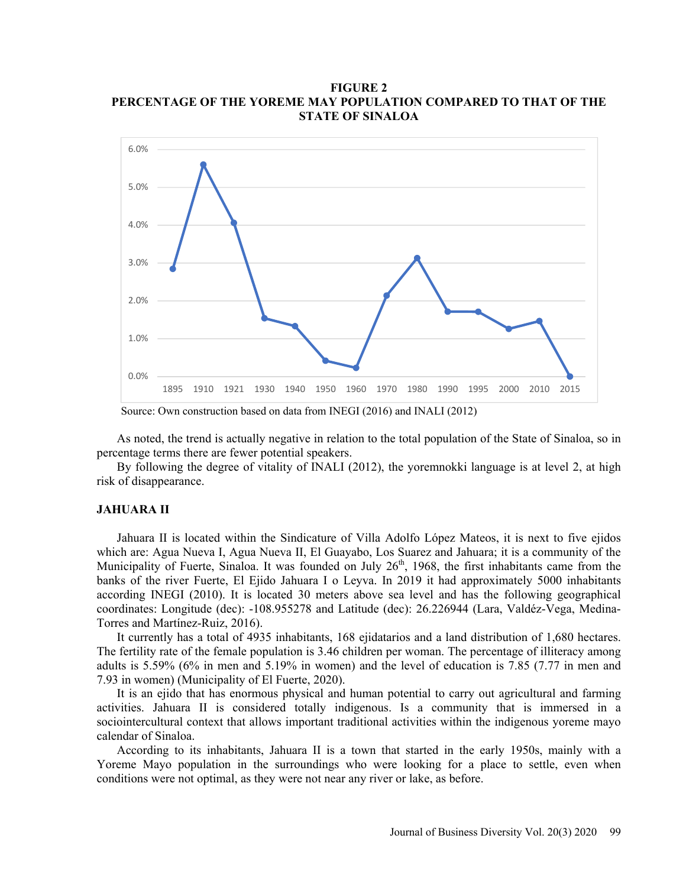**FIGURE 2**
**PERCENTAGE OF THE YOREME MAY POPULATION COMPARED TO THAT OF THE STATE OF SINALOA**

Source: Own construction based on data from INEGI (2016) and INALI (2012)

As noted, the trend is actually negative in relation to the total population of the State of Sinaloa, so in percentage terms there are fewer potential speakers.

By following the degree of vitality of INALI (2012), the yoremnokki language is at level 2, at high risk of disappearance.

## JAHUARA II

Jahuara II is located within the Sindicature of Villa Adolfo López Mateos, it is next to five ejidos which are: Agua Nueva I, Agua Nueva II, El Guayabo, Los Suarez and Jahuara; it is a community of the Municipality of Fuerte, Sinaloa. It was founded on July 26th, 1968, the first inhabitants came from the banks of the river Fuerte, El Ejido Jahuara I o Leyva. In 2019 it had approximately 5000 inhabitants according INEGI (2010). It is located 30 meters above sea level and has the following geographical coordinates: Longitude (dec): -108.955278 and Latitude (dec): 26.226944 (Lara, Valdéz-Vega, Medina-Torres and Martínez-Ruiz, 2016).

It currently has a total of 4935 inhabitants, 168 ejidatarios and a land distribution of 1,680 hectares. The fertility rate of the female population is 3.46 children per woman. The percentage of illiteracy among adults is 5.59% (6% in men and 5.19% in women) and the level of education is 7.85 (7.77 in men and 7.93 in women) (Municipality of El Fuerte, 2020).

It is an ejido that has enormous physical and human potential to carry out agricultural and farming activities. Jahuara II is considered totally indigenous. Is a community that is immersed in a sociointercultural context that allows important traditional activities within the indigenous yoreme mayo calendar of Sinaloa.

According to its inhabitants, Jahuara II is a town that started in the early 1950s, mainly with a Yoreme Mayo population in the surroundings who were looking for a place to settle, even when conditions were not optimal, as they were not near any river or lake, as before.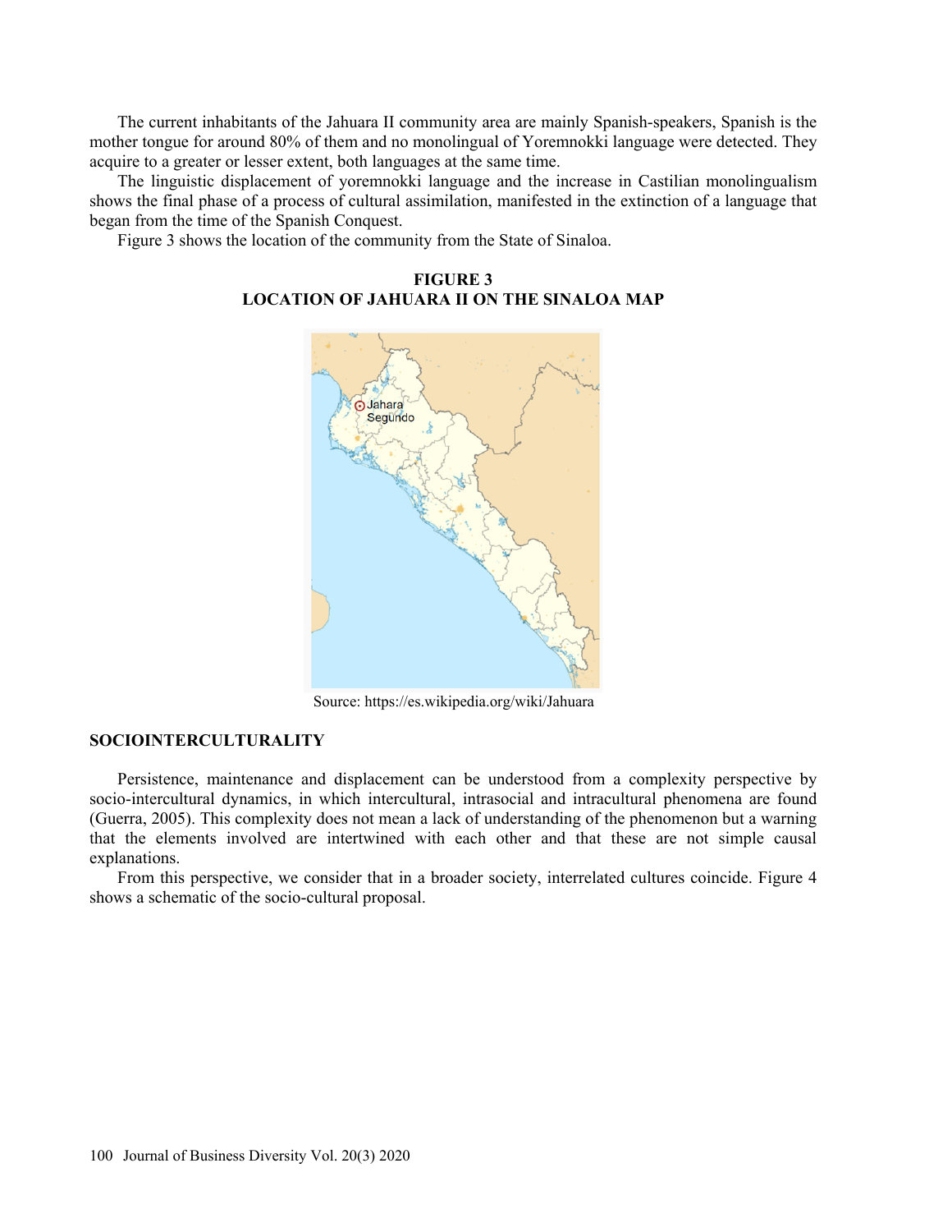The current inhabitants of the Jahuara II community area are mainly Spanish-speakers, Spanish is the mother tongue for around 80% of them and no monolingual of Yoremnokki language were detected. They acquire to a greater or lesser extent, both languages at the same time.

The linguistic displacement of yoremnokki language and the increase in Castilian monolingualism shows the final phase of a process of cultural assimilation, manifested in the extinction of a language that began from the time of the Spanish Conquest.

Figure 3 shows the location of the community from the State of Sinaloa.

**FIGURE 3**
**LOCATION OF JAHUARA II ON THE SINALOA MAP**

Source: https://es.wikipedia.org/wiki/Jahuara

## SOCIOINTERCULTURALITY

Persistence, maintenance and displacement can be understood from a complexity perspective by socio-intercultural dynamics, in which intercultural, intrasocial and intracultural phenomena are found (Guerra, 2005). This complexity does not mean a lack of understanding of the phenomenon but a warning that the elements involved are intertwined with each other and that these are not simple causal explanations.

From this perspective, we consider that in a broader society, interrelated cultures coincide. Figure 4 shows a schematic of the socio-cultural proposal.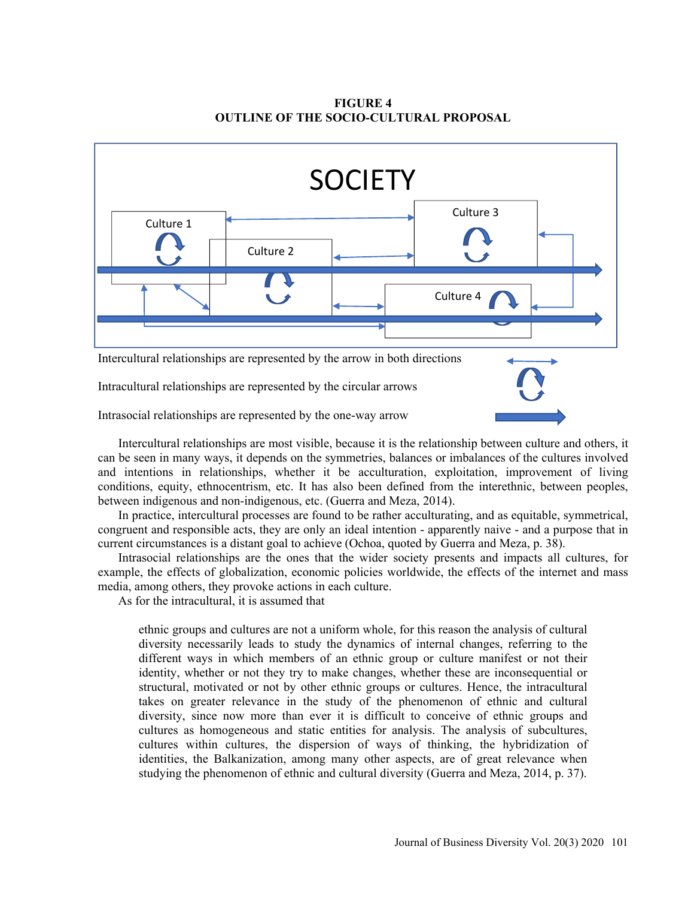**FIGURE 4**
**OUTLINE OF THE SOCIO-CULTURAL PROPOSAL**

Intercultural relationships are represented by the arrow in both directions

Intracultural relationships are represented by the circular arrows

Intrasocial relationships are represented by the one-way arrow

Intercultural relationships are most visible, because it is the relationship between culture and others, it can be seen in many ways, it depends on the symmetries, balances or imbalances of the cultures involved and intentions in relationships, whether it be acculturation, exploitation, improvement of living conditions, equity, ethnocentrism, etc. It has also been defined from the interethnic, between peoples, between indigenous and non-indigenous, etc. (Guerra and Meza, 2014).

In practice, intercultural processes are found to be rather acculturating, and as equitable, symmetrical, congruent and responsible acts, they are only an ideal intention - apparently naive - and a purpose that in current circumstances is a distant goal to achieve (Ochoa, quoted by Guerra and Meza, p. 38).

Intrasocial relationships are the ones that the wider society presents and impacts all cultures, for example, the effects of globalization, economic policies worldwide, the effects of the internet and mass media, among others, they provoke actions in each culture.

As for the intracultural, it is assumed that

> ethnic groups and cultures are not a uniform whole, for this reason the analysis of cultural diversity necessarily leads to study the dynamics of internal changes, referring to the different ways in which members of an ethnic group or culture manifest or not their identity, whether or not they try to make changes, whether these are inconsequential or structural, motivated or not by other ethnic groups or cultures. Hence, the intracultural takes on greater relevance in the study of the phenomenon of ethnic and cultural diversity, since now more than ever it is difficult to conceive of ethnic groups and cultures as homogeneous and static entities for analysis. The analysis of subcultures, cultures within cultures, the dispersion of ways of thinking, the hybridization of identities, the Balkanization, among many other aspects, are of great relevance when studying the phenomenon of ethnic and cultural diversity (Guerra and Meza, 2014, p. 37).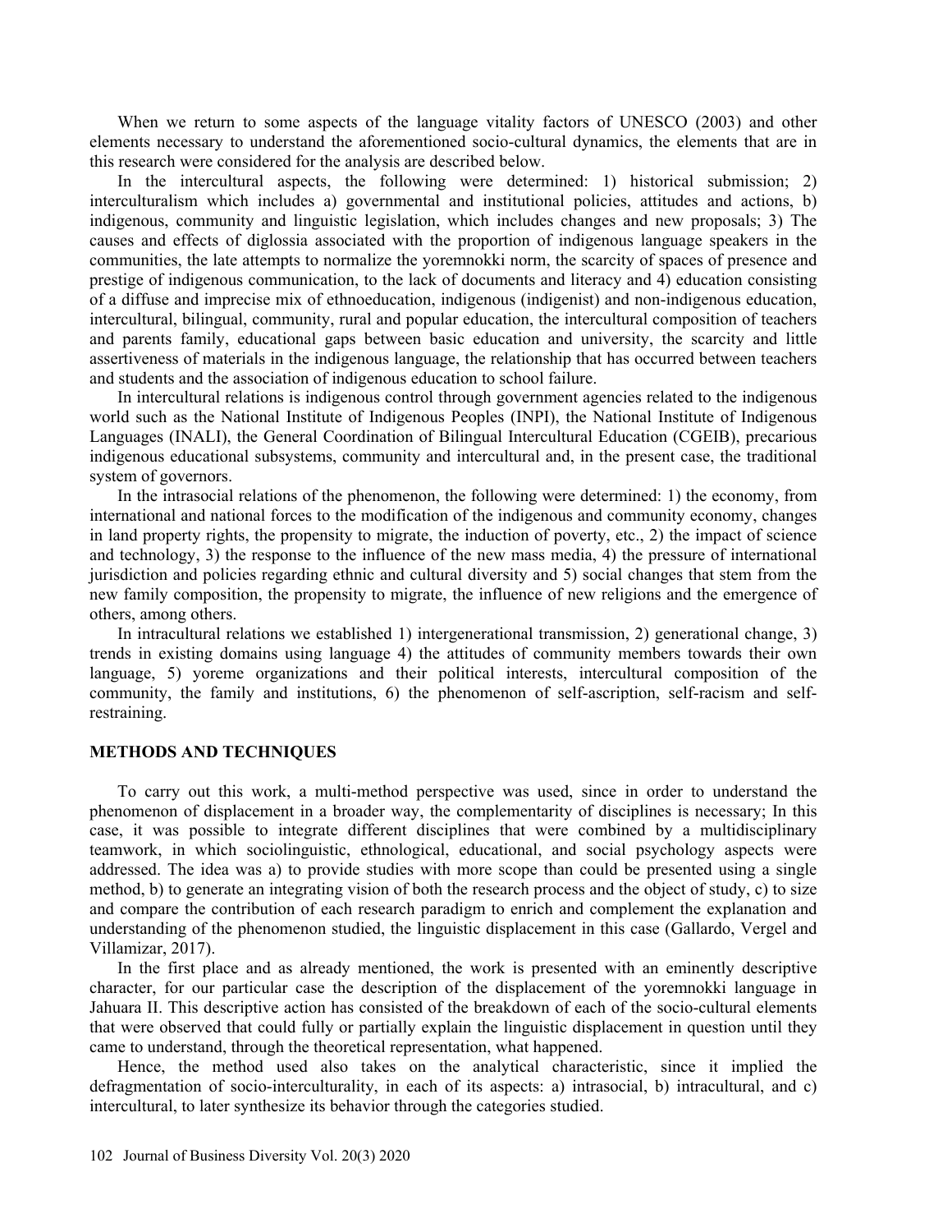When we return to some aspects of the language vitality factors of UNESCO (2003) and other elements necessary to understand the aforementioned socio-cultural dynamics, the elements that are in this research were considered for the analysis are described below.

In the intercultural aspects, the following were determined: 1) historical submission; 2) interculturalism which includes a) governmental and institutional policies, attitudes and actions, b) indigenous, community and linguistic legislation, which includes changes and new proposals; 3) The causes and effects of diglossia associated with the proportion of indigenous language speakers in the communities, the late attempts to normalize the yoremnokki norm, the scarcity of spaces of presence and prestige of indigenous communication, to the lack of documents and literacy and 4) education consisting of a diffuse and imprecise mix of ethnoeducation, indigenous (indigenist) and non-indigenous education, intercultural, bilingual, community, rural and popular education, the intercultural composition of teachers and parents family, educational gaps between basic education and university, the scarcity and little assertiveness of materials in the indigenous language, the relationship that has occurred between teachers and students and the association of indigenous education to school failure.

In intercultural relations is indigenous control through government agencies related to the indigenous world such as the National Institute of Indigenous Peoples (INPI), the National Institute of Indigenous Languages (INALI), the General Coordination of Bilingual Intercultural Education (CGEIB), precarious indigenous educational subsystems, community and intercultural and, in the present case, the traditional system of governors.

In the intrasocial relations of the phenomenon, the following were determined: 1) the economy, from international and national forces to the modification of the indigenous and community economy, changes in land property rights, the propensity to migrate, the induction of poverty, etc., 2) the impact of science and technology, 3) the response to the influence of the new mass media, 4) the pressure of international jurisdiction and policies regarding ethnic and cultural diversity and 5) social changes that stem from the new family composition, the propensity to migrate, the influence of new religions and the emergence of others, among others.

In intracultural relations we established 1) intergenerational transmission, 2) generational change, 3) trends in existing domains using language 4) the attitudes of community members towards their own language, 5) yoreme organizations and their political interests, intercultural composition of the community, the family and institutions, 6) the phenomenon of self-ascription, self-racism and self-restraining.

## METHODS AND TECHNIQUES

To carry out this work, a multi-method perspective was used, since in order to understand the phenomenon of displacement in a broader way, the complementarity of disciplines is necessary; In this case, it was possible to integrate different disciplines that were combined by a multidisciplinary teamwork, in which sociolinguistic, ethnological, educational, and social psychology aspects were addressed. The idea was a) to provide studies with more scope than could be presented using a single method, b) to generate an integrating vision of both the research process and the object of study, c) to size and compare the contribution of each research paradigm to enrich and complement the explanation and understanding of the phenomenon studied, the linguistic displacement in this case (Gallardo, Vergel and Villamizar, 2017).

In the first place and as already mentioned, the work is presented with an eminently descriptive character, for our particular case the description of the displacement of the yoremnokki language in Jahuara II. This descriptive action has consisted of the breakdown of each of the socio-cultural elements that were observed that could fully or partially explain the linguistic displacement in question until they came to understand, through the theoretical representation, what happened.

Hence, the method used also takes on the analytical characteristic, since it implied the defragmentation of socio-interculturality, in each of its aspects: a) intrasocial, b) intracultural, and c) intercultural, to later synthesize its behavior through the categories studied.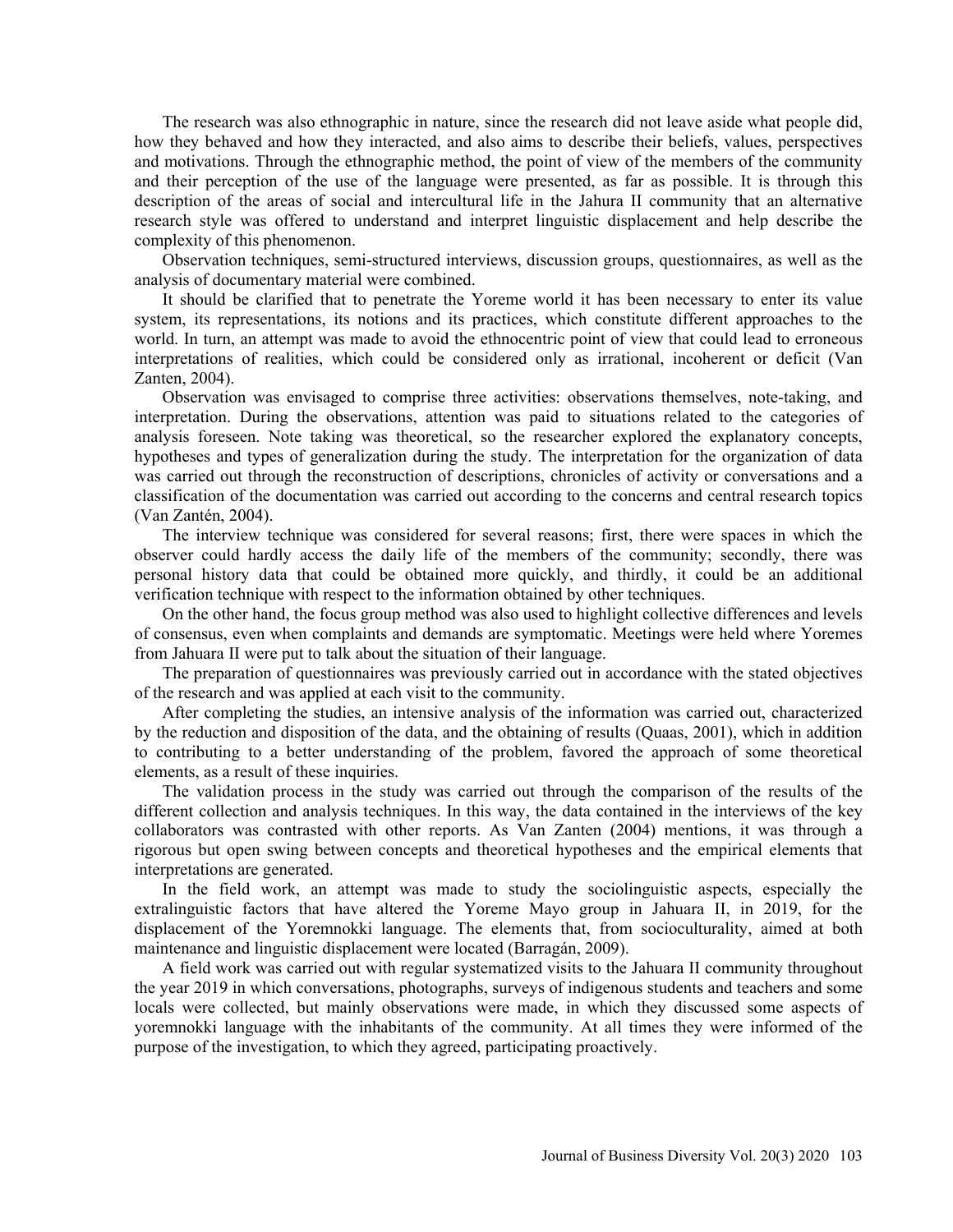The research was also ethnographic in nature, since the research did not leave aside what people did, how they behaved and how they interacted, and also aims to describe their beliefs, values, perspectives and motivations. Through the ethnographic method, the point of view of the members of the community and their perception of the use of the language were presented, as far as possible. It is through this description of the areas of social and intercultural life in the Jahura II community that an alternative research style was offered to understand and interpret linguistic displacement and help describe the complexity of this phenomenon.

Observation techniques, semi-structured interviews, discussion groups, questionnaires, as well as the analysis of documentary material were combined.

It should be clarified that to penetrate the Yoreme world it has been necessary to enter its value system, its representations, its notions and its practices, which constitute different approaches to the world. In turn, an attempt was made to avoid the ethnocentric point of view that could lead to erroneous interpretations of realities, which could be considered only as irrational, incoherent or deficit (Van Zanten, 2004).

Observation was envisaged to comprise three activities: observations themselves, note-taking, and interpretation. During the observations, attention was paid to situations related to the categories of analysis foreseen. Note taking was theoretical, so the researcher explored the explanatory concepts, hypotheses and types of generalization during the study. The interpretation for the organization of data was carried out through the reconstruction of descriptions, chronicles of activity or conversations and a classification of the documentation was carried out according to the concerns and central research topics (Van Zantén, 2004).

The interview technique was considered for several reasons; first, there were spaces in which the observer could hardly access the daily life of the members of the community; secondly, there was personal history data that could be obtained more quickly, and thirdly, it could be an additional verification technique with respect to the information obtained by other techniques.

On the other hand, the focus group method was also used to highlight collective differences and levels of consensus, even when complaints and demands are symptomatic. Meetings were held where Yoremes from Jahuara II were put to talk about the situation of their language.

The preparation of questionnaires was previously carried out in accordance with the stated objectives of the research and was applied at each visit to the community.

After completing the studies, an intensive analysis of the information was carried out, characterized by the reduction and disposition of the data, and the obtaining of results (Quaas, 2001), which in addition to contributing to a better understanding of the problem, favored the approach of some theoretical elements, as a result of these inquiries.

The validation process in the study was carried out through the comparison of the results of the different collection and analysis techniques. In this way, the data contained in the interviews of the key collaborators was contrasted with other reports. As Van Zanten (2004) mentions, it was through a rigorous but open swing between concepts and theoretical hypotheses and the empirical elements that interpretations are generated.

In the field work, an attempt was made to study the sociolinguistic aspects, especially the extralinguistic factors that have altered the Yoreme Mayo group in Jahuara II, in 2019, for the displacement of the Yoremnokki language. The elements that, from socioculturality, aimed at both maintenance and linguistic displacement were located (Barragán, 2009).

A field work was carried out with regular systematized visits to the Jahuara II community throughout the year 2019 in which conversations, photographs, surveys of indigenous students and teachers and some locals were collected, but mainly observations were made, in which they discussed some aspects of yoremnokki language with the inhabitants of the community. At all times they were informed of the purpose of the investigation, to which they agreed, participating proactively.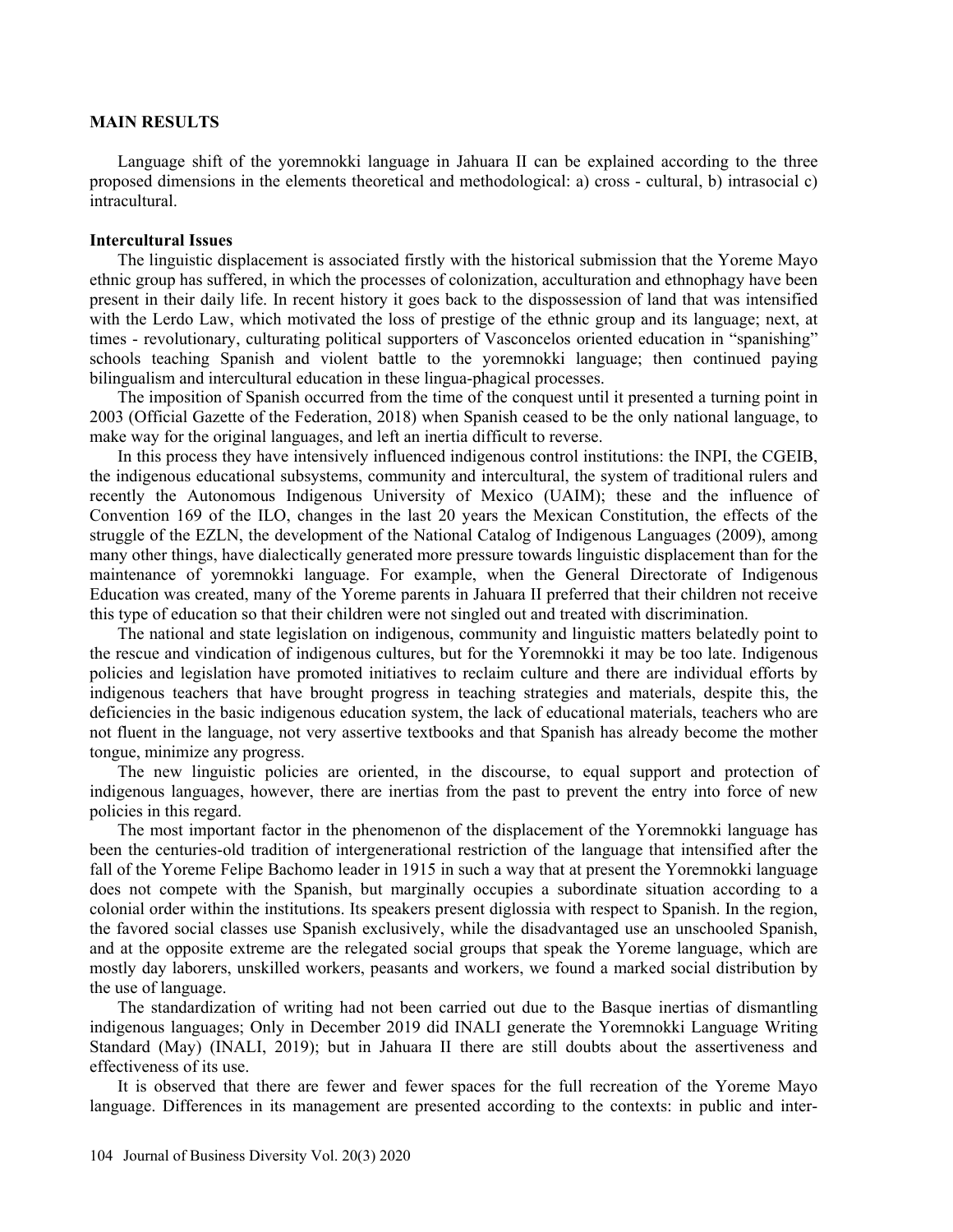## MAIN RESULTS

Language shift of the yoremnokki language in Jahuara II can be explained according to the three proposed dimensions in the elements theoretical and methodological: a) cross - cultural, b) intrasocial c) intracultural.

### Intercultural Issues

The linguistic displacement is associated firstly with the historical submission that the Yoreme Mayo ethnic group has suffered, in which the processes of colonization, acculturation and ethnophagy have been present in their daily life. In recent history it goes back to the dispossession of land that was intensified with the Lerdo Law, which motivated the loss of prestige of the ethnic group and its language; next, at times - revolutionary, culturating political supporters of Vasconcelos oriented education in "spanishing" schools teaching Spanish and violent battle to the yoremnokki language; then continued paying bilingualism and intercultural education in these lingua-phagical processes.

The imposition of Spanish occurred from the time of the conquest until it presented a turning point in 2003 (Official Gazette of the Federation, 2018) when Spanish ceased to be the only national language, to make way for the original languages, and left an inertia difficult to reverse.

In this process they have intensively influenced indigenous control institutions: the INPI, the CGEIB, the indigenous educational subsystems, community and intercultural, the system of traditional rulers and recently the Autonomous Indigenous University of Mexico (UAIM); these and the influence of Convention 169 of the ILO, changes in the last 20 years the Mexican Constitution, the effects of the struggle of the EZLN, the development of the National Catalog of Indigenous Languages (2009), among many other things, have dialectically generated more pressure towards linguistic displacement than for the maintenance of yoremnokki language. For example, when the General Directorate of Indigenous Education was created, many of the Yoreme parents in Jahuara II preferred that their children not receive this type of education so that their children were not singled out and treated with discrimination.

The national and state legislation on indigenous, community and linguistic matters belatedly point to the rescue and vindication of indigenous cultures, but for the Yoremnokki it may be too late. Indigenous policies and legislation have promoted initiatives to reclaim culture and there are individual efforts by indigenous teachers that have brought progress in teaching strategies and materials, despite this, the deficiencies in the basic indigenous education system, the lack of educational materials, teachers who are not fluent in the language, not very assertive textbooks and that Spanish has already become the mother tongue, minimize any progress.

The new linguistic policies are oriented, in the discourse, to equal support and protection of indigenous languages, however, there are inertias from the past to prevent the entry into force of new policies in this regard.

The most important factor in the phenomenon of the displacement of the Yoremnokki language has been the centuries-old tradition of intergenerational restriction of the language that intensified after the fall of the Yoreme Felipe Bachomo leader in 1915 in such a way that at present the Yoremnokki language does not compete with the Spanish, but marginally occupies a subordinate situation according to a colonial order within the institutions. Its speakers present diglossia with respect to Spanish. In the region, the favored social classes use Spanish exclusively, while the disadvantaged use an unschooled Spanish, and at the opposite extreme are the relegated social groups that speak the Yoreme language, which are mostly day laborers, unskilled workers, peasants and workers, we found a marked social distribution by the use of language.

The standardization of writing had not been carried out due to the Basque inertias of dismantling indigenous languages; Only in December 2019 did INALI generate the Yoremnokki Language Writing Standard (May) (INALI, 2019); but in Jahuara II there are still doubts about the assertiveness and effectiveness of its use.

It is observed that there are fewer and fewer spaces for the full recreation of the Yoreme Mayo language. Differences in its management are presented according to the contexts: in public and inter-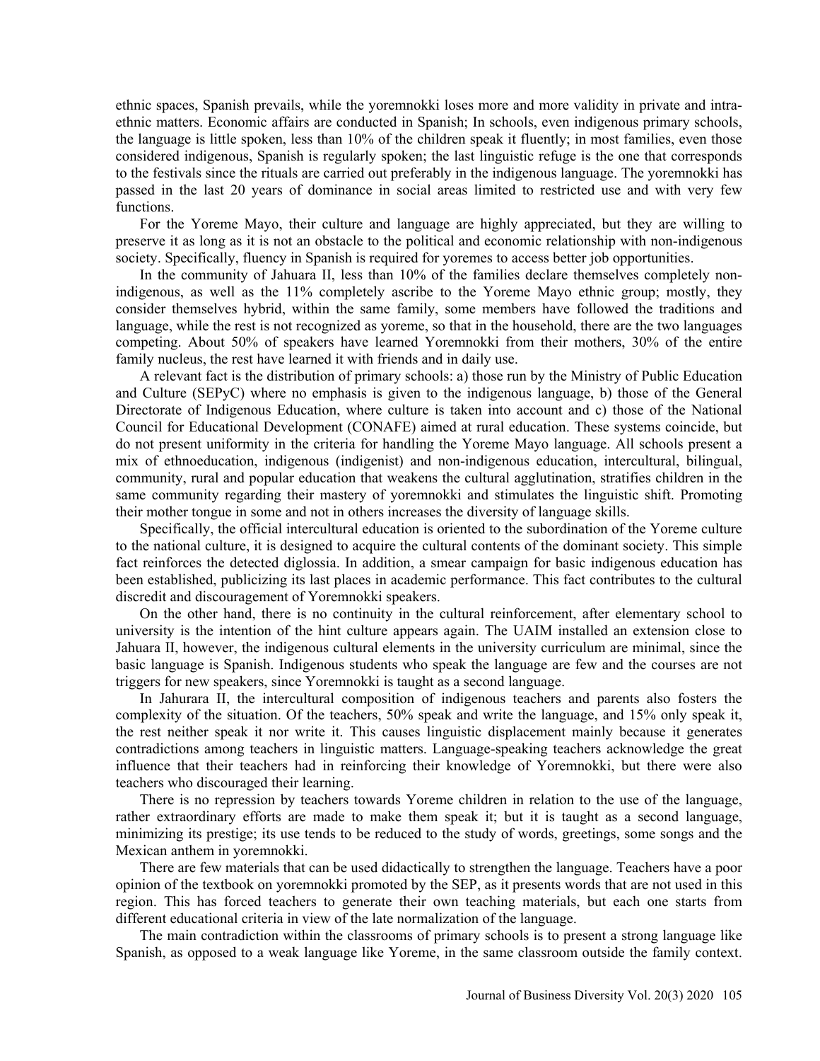ethnic spaces, Spanish prevails, while the yoremnokki loses more and more validity in private and intra-ethnic matters. Economic affairs are conducted in Spanish; In schools, even indigenous primary schools, the language is little spoken, less than 10% of the children speak it fluently; in most families, even those considered indigenous, Spanish is regularly spoken; the last linguistic refuge is the one that corresponds to the festivals since the rituals are carried out preferably in the indigenous language. The yoremnokki has passed in the last 20 years of dominance in social areas limited to restricted use and with very few functions.

For the Yoreme Mayo, their culture and language are highly appreciated, but they are willing to preserve it as long as it is not an obstacle to the political and economic relationship with non-indigenous society. Specifically, fluency in Spanish is required for yoremes to access better job opportunities.

In the community of Jahuara II, less than 10% of the families declare themselves completely non-indigenous, as well as the 11% completely ascribe to the Yoreme Mayo ethnic group; mostly, they consider themselves hybrid, within the same family, some members have followed the traditions and language, while the rest is not recognized as yoreme, so that in the household, there are the two languages competing. About 50% of speakers have learned Yoremnokki from their mothers, 30% of the entire family nucleus, the rest have learned it with friends and in daily use.

A relevant fact is the distribution of primary schools: a) those run by the Ministry of Public Education and Culture (SEPyC) where no emphasis is given to the indigenous language, b) those of the General Directorate of Indigenous Education, where culture is taken into account and c) those of the National Council for Educational Development (CONAFE) aimed at rural education. These systems coincide, but do not present uniformity in the criteria for handling the Yoreme Mayo language. All schools present a mix of ethnoeducation, indigenous (indigenist) and non-indigenous education, intercultural, bilingual, community, rural and popular education that weakens the cultural agglutination, stratifies children in the same community regarding their mastery of yoremnokki and stimulates the linguistic shift. Promoting their mother tongue in some and not in others increases the diversity of language skills.

Specifically, the official intercultural education is oriented to the subordination of the Yoreme culture to the national culture, it is designed to acquire the cultural contents of the dominant society. This simple fact reinforces the detected diglossia. In addition, a smear campaign for basic indigenous education has been established, publicizing its last places in academic performance. This fact contributes to the cultural discredit and discouragement of Yoremnokki speakers.

On the other hand, there is no continuity in the cultural reinforcement, after elementary school to university is the intention of the hint culture appears again. The UAIM installed an extension close to Jahuara II, however, the indigenous cultural elements in the university curriculum are minimal, since the basic language is Spanish. Indigenous students who speak the language are few and the courses are not triggers for new speakers, since Yoremnokki is taught as a second language.

In Jahurara II, the intercultural composition of indigenous teachers and parents also fosters the complexity of the situation. Of the teachers, 50% speak and write the language, and 15% only speak it, the rest neither speak it nor write it. This causes linguistic displacement mainly because it generates contradictions among teachers in linguistic matters. Language-speaking teachers acknowledge the great influence that their teachers had in reinforcing their knowledge of Yoremnokki, but there were also teachers who discouraged their learning.

There is no repression by teachers towards Yoreme children in relation to the use of the language, rather extraordinary efforts are made to make them speak it; but it is taught as a second language, minimizing its prestige; its use tends to be reduced to the study of words, greetings, some songs and the Mexican anthem in yoremnokki.

There are few materials that can be used didactically to strengthen the language. Teachers have a poor opinion of the textbook on yoremnokki promoted by the SEP, as it presents words that are not used in this region. This has forced teachers to generate their own teaching materials, but each one starts from different educational criteria in view of the late normalization of the language.

The main contradiction within the classrooms of primary schools is to present a strong language like Spanish, as opposed to a weak language like Yoreme, in the same classroom outside the family context.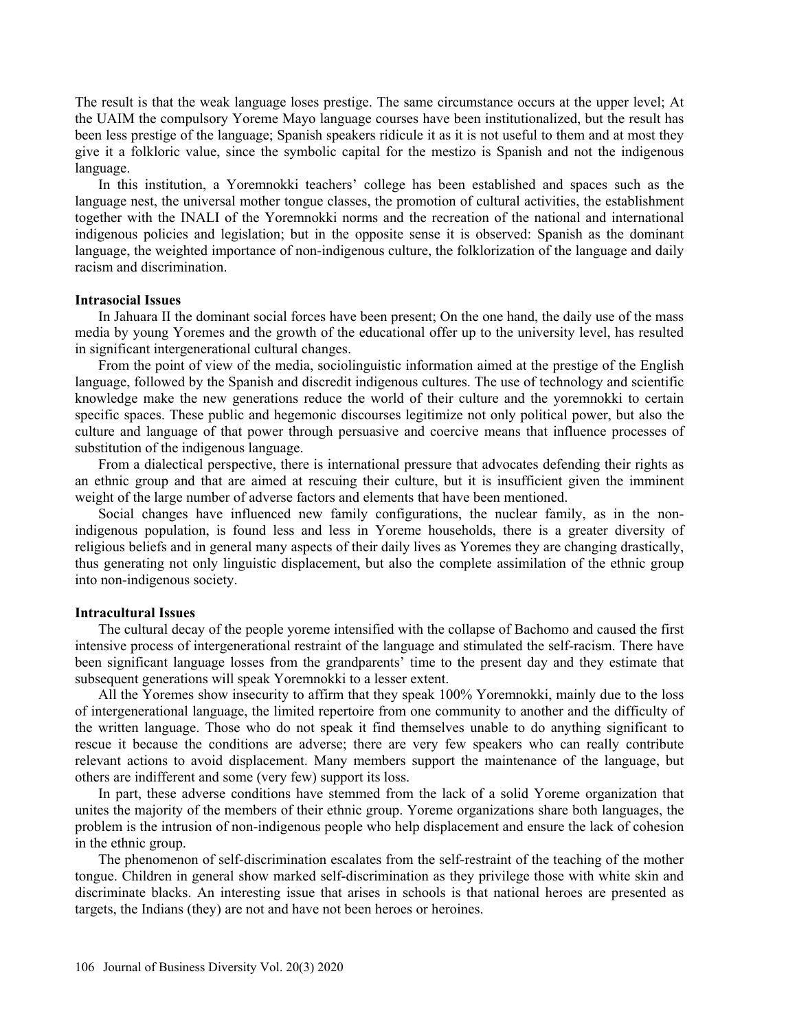The result is that the weak language loses prestige. The same circumstance occurs at the upper level; At the UAIM the compulsory Yoreme Mayo language courses have been institutionalized, but the result has been less prestige of the language; Spanish speakers ridicule it as it is not useful to them and at most they give it a folkloric value, since the symbolic capital for the mestizo is Spanish and not the indigenous language.

In this institution, a Yoremnokki teachers' college has been established and spaces such as the language nest, the universal mother tongue classes, the promotion of cultural activities, the establishment together with the INALI of the Yoremnokki norms and the recreation of the national and international indigenous policies and legislation; but in the opposite sense it is observed: Spanish as the dominant language, the weighted importance of non-indigenous culture, the folklorization of the language and daily racism and discrimination.

**Intrasocial Issues**

In Jahuara II the dominant social forces have been present; On the one hand, the daily use of the mass media by young Yoremes and the growth of the educational offer up to the university level, has resulted in significant intergenerational cultural changes.

From the point of view of the media, sociolinguistic information aimed at the prestige of the English language, followed by the Spanish and discredit indigenous cultures. The use of technology and scientific knowledge make the new generations reduce the world of their culture and the yoremnokki to certain specific spaces. These public and hegemonic discourses legitimize not only political power, but also the culture and language of that power through persuasive and coercive means that influence processes of substitution of the indigenous language.

From a dialectical perspective, there is international pressure that advocates defending their rights as an ethnic group and that are aimed at rescuing their culture, but it is insufficient given the imminent weight of the large number of adverse factors and elements that have been mentioned.

Social changes have influenced new family configurations, the nuclear family, as in the non-indigenous population, is found less and less in Yoreme households, there is a greater diversity of religious beliefs and in general many aspects of their daily lives as Yoremes they are changing drastically, thus generating not only linguistic displacement, but also the complete assimilation of the ethnic group into non-indigenous society.

**Intracultural Issues**

The cultural decay of the people yoreme intensified with the collapse of Bachomo and caused the first intensive process of intergenerational restraint of the language and stimulated the self-racism. There have been significant language losses from the grandparents' time to the present day and they estimate that subsequent generations will speak Yoremnokki to a lesser extent.

All the Yoremes show insecurity to affirm that they speak 100% Yoremnokki, mainly due to the loss of intergenerational language, the limited repertoire from one community to another and the difficulty of the written language. Those who do not speak it find themselves unable to do anything significant to rescue it because the conditions are adverse; there are very few speakers who can really contribute relevant actions to avoid displacement. Many members support the maintenance of the language, but others are indifferent and some (very few) support its loss.

In part, these adverse conditions have stemmed from the lack of a solid Yoreme organization that unites the majority of the members of their ethnic group. Yoreme organizations share both languages, the problem is the intrusion of non-indigenous people who help displacement and ensure the lack of cohesion in the ethnic group.

The phenomenon of self-discrimination escalates from the self-restraint of the teaching of the mother tongue. Children in general show marked self-discrimination as they privilege those with white skin and discriminate blacks. An interesting issue that arises in schools is that national heroes are presented as targets, the Indians (they) are not and have not been heroes or heroines.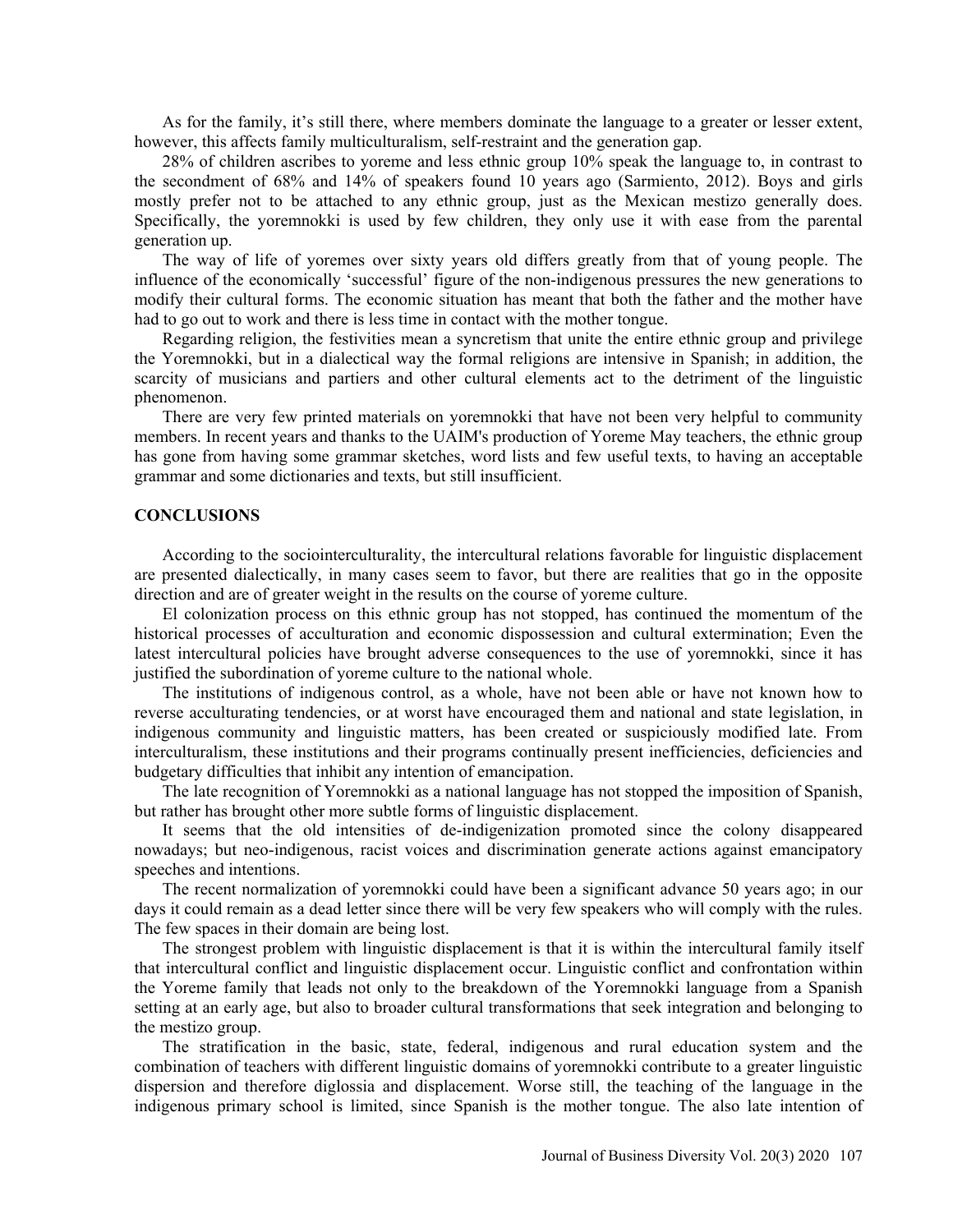As for the family, it's still there, where members dominate the language to a greater or lesser extent, however, this affects family multiculturalism, self-restraint and the generation gap.

28% of children ascribes to yoreme and less ethnic group 10% speak the language to, in contrast to the secondment of 68% and 14% of speakers found 10 years ago (Sarmiento, 2012). Boys and girls mostly prefer not to be attached to any ethnic group, just as the Mexican mestizo generally does. Specifically, the yoremnokki is used by few children, they only use it with ease from the parental generation up.

The way of life of yoremes over sixty years old differs greatly from that of young people. The influence of the economically 'successful' figure of the non-indigenous pressures the new generations to modify their cultural forms. The economic situation has meant that both the father and the mother have had to go out to work and there is less time in contact with the mother tongue.

Regarding religion, the festivities mean a syncretism that unite the entire ethnic group and privilege the Yoremnokki, but in a dialectical way the formal religions are intensive in Spanish; in addition, the scarcity of musicians and partiers and other cultural elements act to the detriment of the linguistic phenomenon.

There are very few printed materials on yoremnokki that have not been very helpful to community members. In recent years and thanks to the UAIM's production of Yoreme May teachers, the ethnic group has gone from having some grammar sketches, word lists and few useful texts, to having an acceptable grammar and some dictionaries and texts, but still insufficient.

## CONCLUSIONS

According to the sociointerculturality, the intercultural relations favorable for linguistic displacement are presented dialectically, in many cases seem to favor, but there are realities that go in the opposite direction and are of greater weight in the results on the course of yoreme culture.

El colonization process on this ethnic group has not stopped, has continued the momentum of the historical processes of acculturation and economic dispossession and cultural extermination; Even the latest intercultural policies have brought adverse consequences to the use of yoremnokki, since it has justified the subordination of yoreme culture to the national whole.

The institutions of indigenous control, as a whole, have not been able or have not known how to reverse acculturating tendencies, or at worst have encouraged them and national and state legislation, in indigenous community and linguistic matters, has been created or suspiciously modified late. From interculturalism, these institutions and their programs continually present inefficiencies, deficiencies and budgetary difficulties that inhibit any intention of emancipation.

The late recognition of Yoremnokki as a national language has not stopped the imposition of Spanish, but rather has brought other more subtle forms of linguistic displacement.

It seems that the old intensities of de-indigenization promoted since the colony disappeared nowadays; but neo-indigenous, racist voices and discrimination generate actions against emancipatory speeches and intentions.

The recent normalization of yoremnokki could have been a significant advance 50 years ago; in our days it could remain as a dead letter since there will be very few speakers who will comply with the rules. The few spaces in their domain are being lost.

The strongest problem with linguistic displacement is that it is within the intercultural family itself that intercultural conflict and linguistic displacement occur. Linguistic conflict and confrontation within the Yoreme family that leads not only to the breakdown of the Yoremnokki language from a Spanish setting at an early age, but also to broader cultural transformations that seek integration and belonging to the mestizo group.

The stratification in the basic, state, federal, indigenous and rural education system and the combination of teachers with different linguistic domains of yoremnokki contribute to a greater linguistic dispersion and therefore diglossia and displacement. Worse still, the teaching of the language in the indigenous primary school is limited, since Spanish is the mother tongue. The also late intention of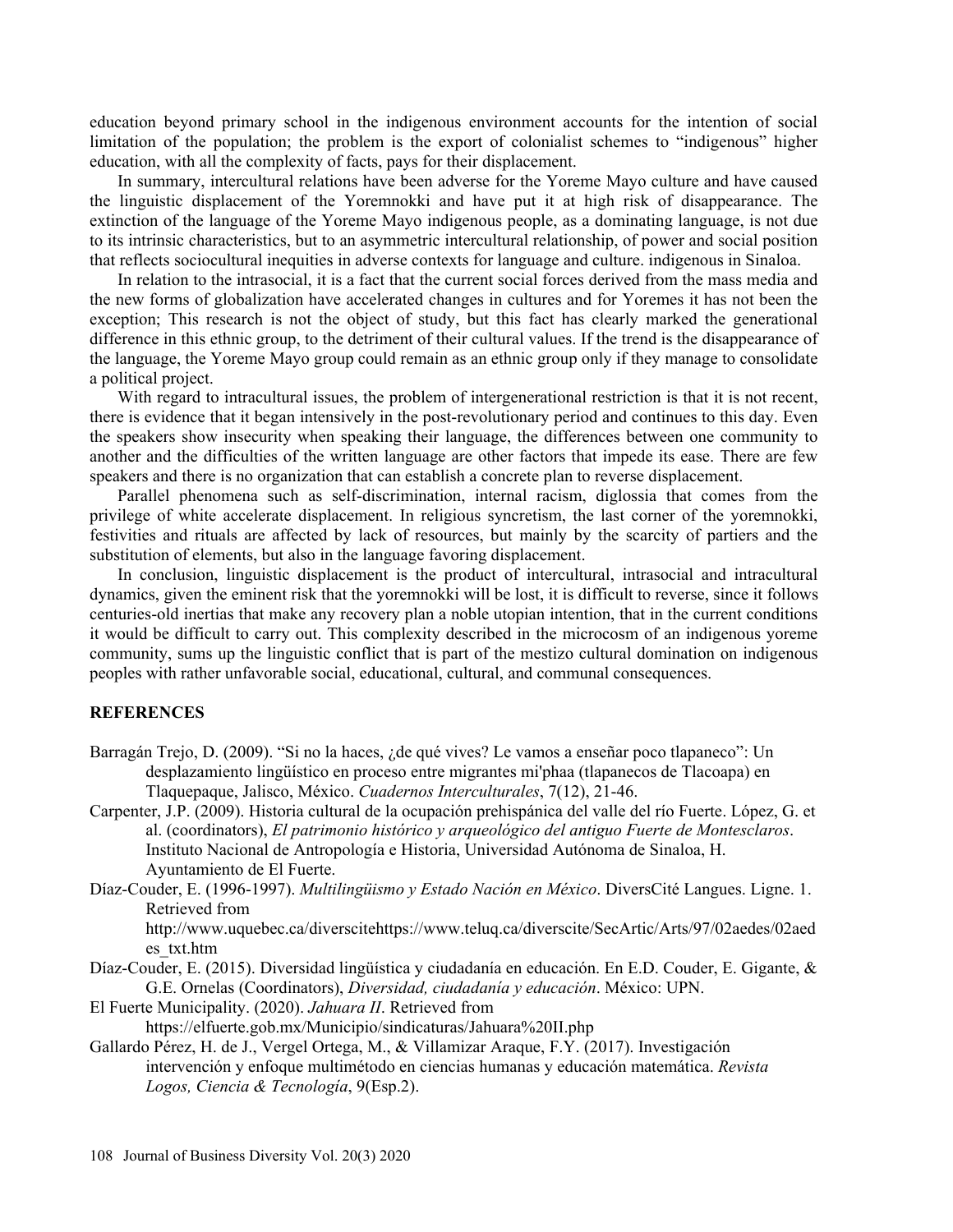education beyond primary school in the indigenous environment accounts for the intention of social limitation of the population; the problem is the export of colonialist schemes to "indigenous" higher education, with all the complexity of facts, pays for their displacement.

In summary, intercultural relations have been adverse for the Yoreme Mayo culture and have caused the linguistic displacement of the Yoremnokki and have put it at high risk of disappearance. The extinction of the language of the Yoreme Mayo indigenous people, as a dominating language, is not due to its intrinsic characteristics, but to an asymmetric intercultural relationship, of power and social position that reflects sociocultural inequities in adverse contexts for language and culture. indigenous in Sinaloa.

In relation to the intrasocial, it is a fact that the current social forces derived from the mass media and the new forms of globalization have accelerated changes in cultures and for Yoremes it has not been the exception; This research is not the object of study, but this fact has clearly marked the generational difference in this ethnic group, to the detriment of their cultural values. If the trend is the disappearance of the language, the Yoreme Mayo group could remain as an ethnic group only if they manage to consolidate a political project.

With regard to intracultural issues, the problem of intergenerational restriction is that it is not recent, there is evidence that it began intensively in the post-revolutionary period and continues to this day. Even the speakers show insecurity when speaking their language, the differences between one community to another and the difficulties of the written language are other factors that impede its ease. There are few speakers and there is no organization that can establish a concrete plan to reverse displacement.

Parallel phenomena such as self-discrimination, internal racism, diglossia that comes from the privilege of white accelerate displacement. In religious syncretism, the last corner of the yoremnokki, festivities and rituals are affected by lack of resources, but mainly by the scarcity of partiers and the substitution of elements, but also in the language favoring displacement.

In conclusion, linguistic displacement is the product of intercultural, intrasocial and intracultural dynamics, given the eminent risk that the yoremnokki will be lost, it is difficult to reverse, since it follows centuries-old inertias that make any recovery plan a noble utopian intention, that in the current conditions it would be difficult to carry out. This complexity described in the microcosm of an indigenous yoreme community, sums up the linguistic conflict that is part of the mestizo cultural domination on indigenous peoples with rather unfavorable social, educational, cultural, and communal consequences.

## REFERENCES

Barragán Trejo, D. (2009). "Si no la haces, ¿de qué vives? Le vamos a enseñar poco tlapaneco": Un desplazamiento lingüístico en proceso entre migrantes mi'phaa (tlapanecos de Tlacoapa) en Tlaquepaque, Jalisco, México. *Cuadernos Interculturales*, 7(12), 21-46.

Carpenter, J.P. (2009). Historia cultural de la ocupación prehispánica del valle del río Fuerte. López, G. et al. (coordinators), *El patrimonio histórico y arqueológico del antiguo Fuerte de Montesclaros*. Instituto Nacional de Antropología e Historia, Universidad Autónoma de Sinaloa, H. Ayuntamiento de El Fuerte.

Díaz-Couder, E. (1996-1997). *Multilingüismo y Estado Nación en México*. DiversCité Langues. Ligne. 1. Retrieved from http://www.uquebec.ca/diversciteh​ttps://www.teluq.ca/diverscite/SecArtic/Arts/97/02aedes/02aedes_txt.htm

Díaz-Couder, E. (2015). Diversidad lingüística y ciudadanía en educación. En E.D. Couder, E. Gigante, & G.E. Ornelas (Coordinators), *Diversidad, ciudadanía y educación*. México: UPN.

El Fuerte Municipality. (2020). *Jahuara II*. Retrieved from https://elfuerte.gob.mx/Municipio/sindicaturas/Jahuara%20II.php

Gallardo Pérez, H. de J., Vergel Ortega, M., & Villamizar Araque, F.Y. (2017). Investigación intervención y enfoque multimétodo en ciencias humanas y educación matemática. *Revista Logos, Ciencia & Tecnología*, 9(Esp.2).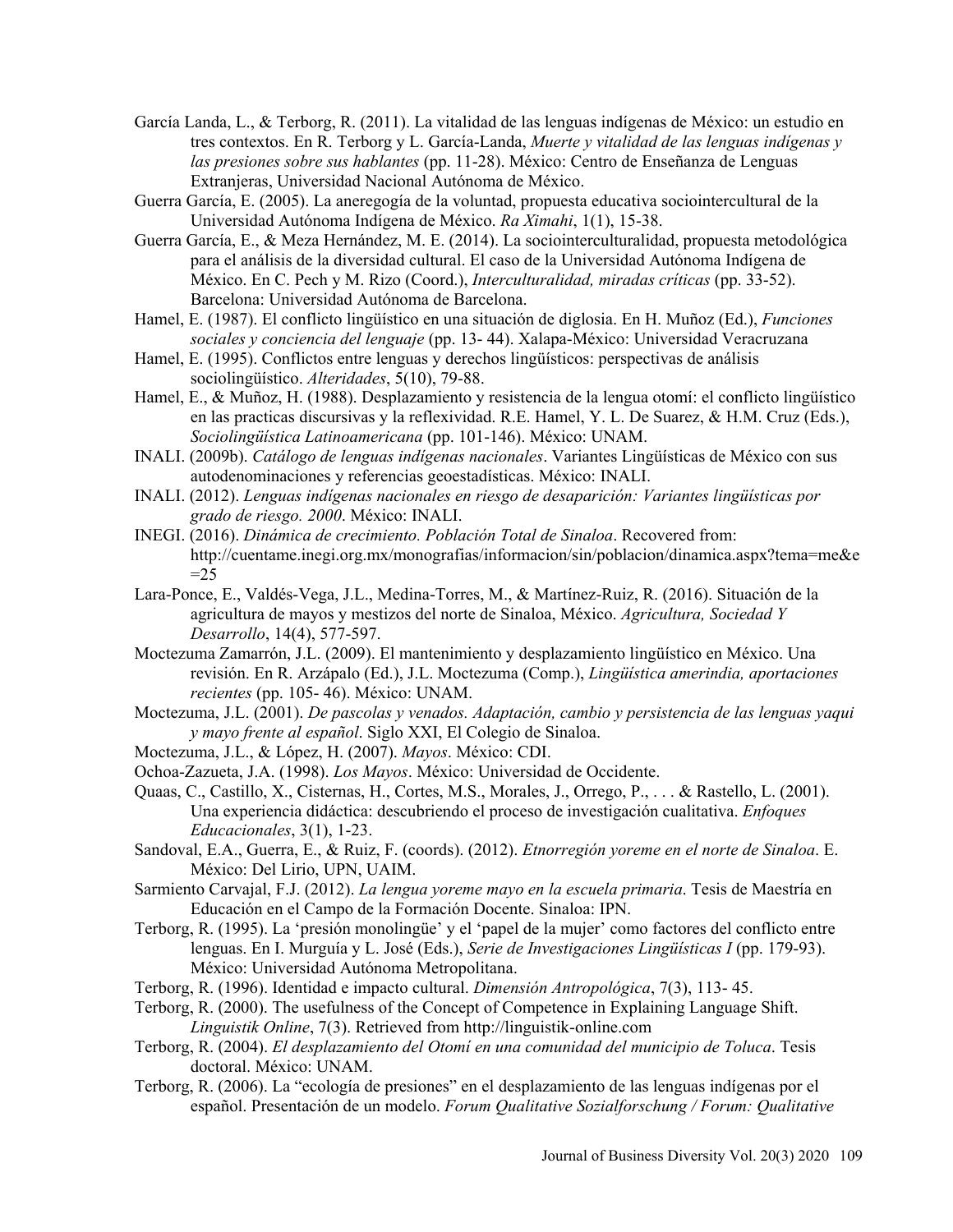García Landa, L., & Terborg, R. (2011). La vitalidad de las lenguas indígenas de México: un estudio en tres contextos. En R. Terborg y L. García-Landa, *Muerte y vitalidad de las lenguas indígenas y las presiones sobre sus hablantes* (pp. 11-28). México: Centro de Enseñanza de Lenguas Extranjeras, Universidad Nacional Autónoma de México.

Guerra García, E. (2005). La aneregogía de la voluntad, propuesta educativa sociointercultural de la Universidad Autónoma Indígena de México. *Ra Ximahi*, 1(1), 15-38.

Guerra García, E., & Meza Hernández, M. E. (2014). La sociointerculturalidad, propuesta metodológica para el análisis de la diversidad cultural. El caso de la Universidad Autónoma Indígena de México. En C. Pech y M. Rizo (Coord.), *Interculturalidad, miradas críticas* (pp. 33-52). Barcelona: Universidad Autónoma de Barcelona.

Hamel, E. (1987). El conflicto lingüístico en una situación de diglosia. En H. Muñoz (Ed.), *Funciones sociales y conciencia del lenguaje* (pp. 13- 44). Xalapa-México: Universidad Veracruzana

Hamel, E. (1995). Conflictos entre lenguas y derechos lingüísticos: perspectivas de análisis sociolingüístico. *Alteridades*, 5(10), 79-88.

Hamel, E., & Muñoz, H. (1988). Desplazamiento y resistencia de la lengua otomí: el conflicto lingüístico en las practicas discursivas y la reflexividad. R.E. Hamel, Y. L. De Suarez, & H.M. Cruz (Eds.), *Sociolingüística Latinoamericana* (pp. 101-146). México: UNAM.

INALI. (2009b). *Catálogo de lenguas indígenas nacionales*. Variantes Lingüísticas de México con sus autodenominaciones y referencias geoestadísticas. México: INALI.

INALI. (2012). *Lenguas indígenas nacionales en riesgo de desaparición: Variantes lingüísticas por grado de riesgo. 2000*. México: INALI.

INEGI. (2016). *Dinámica de crecimiento. Población Total de Sinaloa*. Recovered from: http://cuentame.inegi.org.mx/monografias/informacion/sin/poblacion/dinamica.aspx?tema=me&e=25

Lara-Ponce, E., Valdés-Vega, J.L., Medina-Torres, M., & Martínez-Ruiz, R. (2016). Situación de la agricultura de mayos y mestizos del norte de Sinaloa, México. *Agricultura, Sociedad Y Desarrollo*, 14(4), 577-597.

Moctezuma Zamarrón, J.L. (2009). El mantenimiento y desplazamiento lingüístico en México. Una revisión. En R. Arzápalo (Ed.), J.L. Moctezuma (Comp.), *Lingüística amerindia, aportaciones recientes* (pp. 105- 46). México: UNAM.

Moctezuma, J.L. (2001). *De pascolas y venados. Adaptación, cambio y persistencia de las lenguas yaqui y mayo frente al español*. Siglo XXI, El Colegio de Sinaloa.

Moctezuma, J.L., & López, H. (2007). *Mayos*. México: CDI.

Ochoa-Zazueta, J.A. (1998). *Los Mayos*. México: Universidad de Occidente.

Quaas, C., Castillo, X., Cisternas, H., Cortes, M.S., Morales, J., Orrego, P., . . . & Rastello, L. (2001). Una experiencia didáctica: descubriendo el proceso de investigación cualitativa. *Enfoques Educacionales*, 3(1), 1-23.

Sandoval, E.A., Guerra, E., & Ruiz, F. (coords). (2012). *Etnorregión yoreme en el norte de Sinaloa*. E. México: Del Lirio, UPN, UAIM.

Sarmiento Carvajal, F.J. (2012). *La lengua yoreme mayo en la escuela primaria*. Tesis de Maestría en Educación en el Campo de la Formación Docente. Sinaloa: IPN.

Terborg, R. (1995). La 'presión monolingüe' y el 'papel de la mujer' como factores del conflicto entre lenguas. En I. Murguía y L. José (Eds.), *Serie de Investigaciones Lingüísticas I* (pp. 179-93). México: Universidad Autónoma Metropolitana.

Terborg, R. (1996). Identidad e impacto cultural. *Dimensión Antropológica*, 7(3), 113- 45.

Terborg, R. (2000). The usefulness of the Concept of Competence in Explaining Language Shift. *Linguistik Online*, 7(3). Retrieved from http://linguistik-online.com

Terborg, R. (2004). *El desplazamiento del Otomí en una comunidad del municipio de Toluca*. Tesis doctoral. México: UNAM.

Terborg, R. (2006). La "ecología de presiones" en el desplazamiento de las lenguas indígenas por el español. Presentación de un modelo. *Forum Qualitative Sozialforschung / Forum: Qualitative*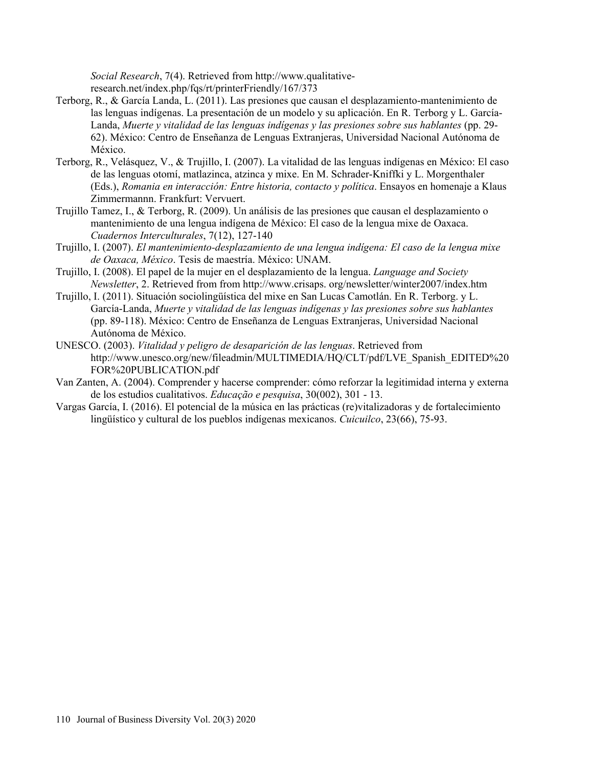*Social Research*, 7(4). Retrieved from http://www.qualitative-research.net/index.php/fqs/rt/printerFriendly/167/373

Terborg, R., & García Landa, L. (2011). Las presiones que causan el desplazamiento-mantenimiento de las lenguas indígenas. La presentación de un modelo y su aplicación. En R. Terborg y L. García-Landa, *Muerte y vitalidad de las lenguas indígenas y las presiones sobre sus hablantes* (pp. 29-62). México: Centro de Enseñanza de Lenguas Extranjeras, Universidad Nacional Autónoma de México.

Terborg, R., Velásquez, V., & Trujillo, I. (2007). La vitalidad de las lenguas indígenas en México: El caso de las lenguas otomí, matlazinca, atzinca y mixe. En M. Schrader-Kniffki y L. Morgenthaler (Eds.), *Romania en interacción: Entre historia, contacto y política*. Ensayos en homenaje a Klaus Zimmermannn. Frankfurt: Vervuert.

Trujillo Tamez, I., & Terborg, R. (2009). Un análisis de las presiones que causan el desplazamiento o mantenimiento de una lengua indígena de México: El caso de la lengua mixe de Oaxaca. *Cuadernos Interculturales*, 7(12), 127-140

Trujillo, I. (2007). *El mantenimiento-desplazamiento de una lengua indígena: El caso de la lengua mixe de Oaxaca, México*. Tesis de maestría. México: UNAM.

Trujillo, I. (2008). El papel de la mujer en el desplazamiento de la lengua. *Language and Society Newsletter*, 2. Retrieved from from http://www.crisaps. org/newsletter/winter2007/index.htm

Trujillo, I. (2011). Situación sociolingüística del mixe en San Lucas Camotlán. En R. Terborg. y L. García-Landa, *Muerte y vitalidad de las lenguas indígenas y las presiones sobre sus hablantes* (pp. 89-118). México: Centro de Enseñanza de Lenguas Extranjeras, Universidad Nacional Autónoma de México.

UNESCO. (2003). *Vitalidad y peligro de desaparición de las lenguas*. Retrieved from http://www.unesco.org/new/fileadmin/MULTIMEDIA/HQ/CLT/pdf/LVE_Spanish_EDITED%20FOR%20PUBLICATION.pdf

Van Zanten, A. (2004). Comprender y hacerse comprender: cómo reforzar la legitimidad interna y externa de los estudios cualitativos. *Educação e pesquisa*, 30(002), 301 - 13.

Vargas García, I. (2016). El potencial de la música en las prácticas (re)vitalizadoras y de fortalecimiento lingüístico y cultural de los pueblos indígenas mexicanos. *Cuicuilco*, 23(66), 75-93.